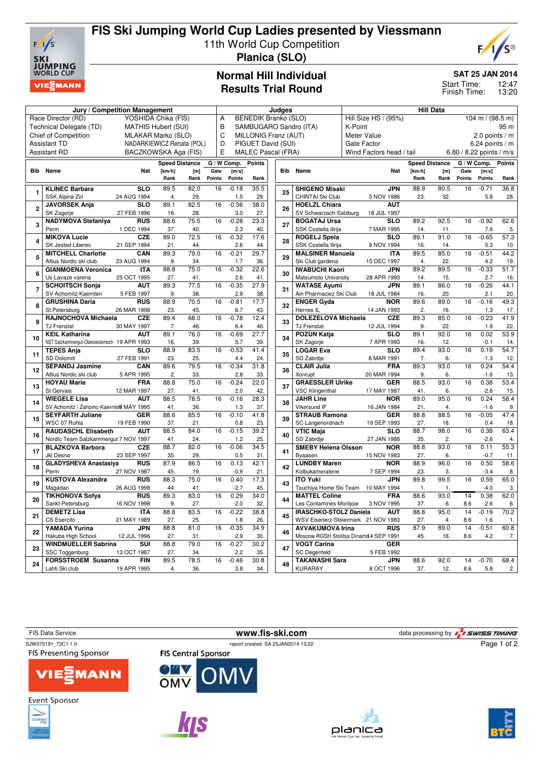# FIS Ski Jumping World Cup Ladies presented by Viessmann

11th World Cup Competition

**Planica (SLO)**

## Normal Hill Individual
## Results Trial Round

**SAT 25 JAN 2014**

Start Time: 12:47
Finish Time: 13:20

| Jury / Competition Management | | Judges | | Hill Data | |
|---|---|---|---|---|---|
| Race Director (RD) | YOSHIDA Chika (FIS) | A | BENEDIK Branko (SLO) | Hill Size HS / (95%) | 104 m / (98.5 m) |
| Technical Delegate (TD) | MATHIS Hubert (SUI) | B | SAMBUGARO Sandro (ITA) | K-Point | 95 m |
| Chief of Competition | MLAKAR Marko (SLO) | C | MILLONIG Franz (AUT) | Meter Value | 2.0 points / m |
| Assistant TD | NADARKIEWICZ Renata (POL) | D | PIGUET David (SUI) | Gate Factor | 6.24 points / m |
| Assistant RD | BACZKOWSKA Aga (FIS) | E | MALEC Pascal (FRA) | Wind Factors head / tail | 6.80 / 8.22 points / m/s |

| Bib | Name | Club | Nat | Date of Birth | Speed [km/h] | Speed Rank | Distance [m] | Distance Rank | Gate | Gate Points | Wind [m/s] | Wind Points | Points | Rank |
|---|---|---|---|---|---|---|---|---|---|---|---|---|---|---|
| 1 | KLINEC Barbara | SSK Alpina Ziri | SLO | 24 AUG 1994 | 89.5 | 4. | 82.0 | 29. | 16 | | -0.18 | 1.5 | 35.5 | 29. |
| 2 | JAVORSEK Anja | SK Zagorje | SLO | 27 FEB 1996 | 89.1 | 16. | 82.5 | 28. | 16 | | -0.36 | 3.0 | 38.0 | 27. |
| 3 | NADYMOVA Stefaniya | Perm | RUS | 1 DEC 1994 | 88.6 | 37. | 75.5 | 40. | 16 | | -0.28 | 2.3 | 23.3 | 40. |
| 4 | MIKOVA Lucie | SK Jested Liberec | CZE | 21 SEP 1994 | 89.0 | 21. | 72.5 | 44. | 16 | | -0.32 | 2.6 | 17.6 | 44. |
| 5 | MITCHELL Charlotte | Altius Nordic ski club | CAN | 23 AUG 1994 | 89.3 | 9. | 79.0 | 34. | 16 | | -0.21 | 1.7 | 29.7 | 36. |
| 6 | GIANMOENA Veronica | Us Lavaze varena | ITA | 25 OCT 1995 | 88.8 | 27. | 75.0 | 41. | 16 | | -0.32 | 2.6 | 22.6 | 41. |
| 7 | SCHOITSCH Sonja | SV Achomitz-Kaernten | AUT | 5 FEB 1997 | 89.3 | 9. | 77.5 | 38. | 16 | | -0.35 | 2.9 | 27.9 | 38. |
| 8 | GRUSHINA Daria | St.Petersburg | RUS | 26 MAR 1998 | 88.9 | 23. | 70.5 | 45. | 16 | | -0.81 | 6.7 | 17.7 | 43. |
| 9 | RAJNOCHOVA Michaela | TJ Frenstat | CZE | 30 MAY 1997 | 89.4 | 7. | 68.0 | 46. | 16 | | -0.78 | 6.4 | 12.4 | 46. |
| 10 | KEIL Katharina | NST Salzkammergut-Oberoesterreich | AUT | 19 APR 1993 | 89.1 | 16. | 76.0 | 39. | 16 | | -0.69 | 5.7 | 27.7 | 39. |
| 11 | TEPES Anja | SD Dolomiti | SLO | 27 FEB 1991 | 88.9 | 23. | 83.5 | 25. | 16 | | -0.53 | 4.4 | 41.4 | 24. |
| 12 | SEPANDJ Jasmine | Altius Nordic ski club | CAN | 5 APR 1995 | 89.6 | 2. | 79.5 | 33. | 16 | | -0.34 | 2.8 | 31.8 | 33. |
| 13 | HOYAU Marie | St Gervais | FRA | 12 MAR 1997 | 88.8 | 27. | 75.0 | 41. | 16 | | -0.24 | 2.0 | 22.0 | 42. |
| 14 | WIEGELE Lisa | SV Achomitz / Zahomc-Kaernten | AUT | 9 MAY 1995 | 88.5 | 41. | 78.5 | 36. | 16 | | -0.16 | 1.3 | 28.3 | 37. |
| 15 | SEYFARTH Juliane | WSC 07 Ruhla | GER | 19 FEB 1990 | 88.6 | 37. | 85.5 | 21. | 16 | | -0.10 | 0.8 | 41.8 | 23. |
| 16 | RAUDASCHL Elisabeth | Nordic Team Salzkammergut | AUT | 7 NOV 1997 | 88.5 | 41. | 84.0 | 24. | 16 | | -0.15 | 1.2 | 39.2 | 25. |
| 17 | BLAZKOVA Barbora | Jkl Desna | CZE | 23 SEP 1997 | 88.7 | 35. | 82.0 | 29. | 16 | | -0.06 | 0.5 | 34.5 | 31. |
| 18 | GLADYSHEVA Anastasiya | Perm | RUS | 27 NOV 1987 | 87.9 | 45. | 86.5 | 19. | 16 | | 0.13 | -0.9 | 42.1 | 21. |
| 19 | KUSTOVA Alexandra | Magadan | RUS | 26 AUG 1998 | 88.3 | 44. | 75.0 | 41. | 16 | | 0.40 | -2.7 | 17.3 | 45. |
| 20 | TIKHONOVA Sofya | Sankt-Petersburg | RUS | 16 NOV 1998 | 89.3 | 9. | 83.0 | 27. | 16 | | 0.29 | -2.0 | 34.0 | 32. |
| 21 | DEMETZ Lisa | CS Esercito | ITA | 21 MAY 1989 | 88.8 | 27. | 83.5 | 25. | 16 | | -0.22 | 1.8 | 38.8 | 26. |
| 22 | YAMADA Yurina | Hakuba High School | JPN | 12 JUL 1996 | 88.8 | 27. | 81.0 | 31. | 16 | | -0.35 | 2.9 | 34.9 | 30. |
| 23 | WINDMUELLER Sabrina | SSC Toggenburg | SUI | 13 OCT 1987 | 88.8 | 27. | 79.0 | 34. | 16 | | -0.27 | 2.2 | 30.2 | 35. |
| 24 | FORSSTROEM Susanna | Lahti Ski club | FIN | 19 APR 1995 | 89.5 | 4. | 78.5 | 36. | 16 | | -0.46 | 3.8 | 30.8 | 34. |
| 25 | SHIGENO Misaki | CHINTAI Ski Club | JPN | 5 NOV 1986 | 88.9 | 23. | 80.5 | 32. | 16 | | -0.71 | 5.8 | 36.8 | 28. |
| 26 | HOELZL Chiara | SV Schwarzach-Salzburg | AUT | 18 JUL 1997 | | | | | | | | | | |
| 27 | BOGATAJ Ursa | SSK Costella ilirija | SLO | 7 MAR 1995 | 89.2 | 14. | 92.5 | 11. | 16 | | -0.92 | 7.6 | 62.6 | 5. |
| 28 | ROGELJ Spela | SSK Costella Ilirija | SLO | 8 NOV 1994 | 89.1 | 16. | 91.0 | 14. | 16 | | -0.65 | 5.3 | 57.3 | 10. |
| 29 | MALSINER Manuela | Ski Club gardena | ITA | 15 DEC 1997 | 89.5 | 4. | 85.0 | 22. | 16 | | -0.51 | 4.2 | 44.2 | 19. |
| 30 | IWABUCHI Kaori | Matsumoto University | JPN | 28 APR 1993 | 89.2 | 14. | 89.5 | 15. | 16 | | -0.33 | 2.7 | 51.7 | 16. |
| 31 | WATASE Ayumi | Ain Pharmaciez Ski Club | JPN | 18 JUL 1984 | 89.1 | 16. | 86.0 | 20. | 16 | | -0.26 | 2.1 | 44.1 | 20. |
| 32 | ENGER Gyda | Hernes IL | NOR | 14 JAN 1993 | 89.6 | 2. | 89.0 | 16. | 16 | | -0.16 | 1.3 | 49.3 | 17. |
| 33 | DOLEZELOVA Michaela | TJ Frenstat | CZE | 12 JUL 1994 | 89.3 | 9. | 85.0 | 22. | 16 | | -0.23 | 1.9 | 41.9 | 22. |
| 34 | POZUN Katja | SK Zagorje | SLO | 7 APR 1993 | 89.1 | 16. | 92.0 | 12. | 16 | | 0.02 | -0.1 | 53.9 | 14. |
| 35 | LOGAR Eva | SD Zabrdje | SLO | 8 MAR 1991 | 89.4 | 7. | 93.0 | 6. | 16 | | 0.19 | -1.3 | 54.7 | 12. |
| 36 | CLAIR Julia | Xonrupt | FRA | 20 MAR 1994 | 89.3 | 9. | 93.0 | 6. | 16 | | 0.24 | -1.6 | 54.4 | 13. |
| 37 | GRAESSLER Ulrike | VSC Klingenthal | GER | 17 MAY 1987 | 88.5 | 41. | 93.0 | 6. | 16 | | 0.38 | -2.6 | 53.4 | 15. |
| 38 | JAHR Line | Vikersund IF | NOR | 16 JAN 1984 | 89.0 | 21. | 95.0 | 4. | 16 | | 0.24 | -1.6 | 58.4 | 9. |
| 39 | STRAUB Ramona | SC Langenordnach | GER | 19 SEP 1993 | 88.8 | 27. | 88.5 | 18. | 16 | | -0.05 | 0.4 | 47.4 | 18. |
| 40 | VTIC Maja | SD Zabrdje | SLO | 27 JAN 1988 | 88.7 | 35. | 98.0 | 2. | 16 | | 0.38 | -2.6 | 63.4 | 4. |
| 41 | SMEBY Helena Olsson | Byaasen | NOR | 15 NOV 1983 | 88.8 | 27. | 93.0 | 6. | 16 | | 0.11 | -0.7 | 55.3 | 11. |
| 42 | LUNDBY Maren | Kolbukameratene | NOR | 7 SEP 1994 | 88.9 | 23. | 96.0 | 3. | 16 | | 0.50 | -3.4 | 58.6 | 8. |
| 43 | ITO Yuki | Tsuchiya Home Ski Team | JPN | 10 MAY 1994 | 89.8 | 1. | 99.5 | 1. | 16 | | 0.59 | -4.0 | 65.0 | 3. |
| 44 | MATTEL Coline | Les Contamines Montjoie | FRA | 3 NOV 1995 | 88.6 | 37. | 93.0 | 6. | 14 | 8.6 | 0.38 | -2.6 | 62.0 | 6. |
| 45 | IRASCHKO-STOLZ Daniela | WSV Eisenerz-Steiermark | AUT | 21 NOV 1983 | 88.8 | 27. | 95.0 | 4. | 14 | 8.6 | -0.19 | 1.6 | 70.2 | 1. |
| 46 | AVVAKUMOVA Irina | Moscow RGSH Stolitsa Dinamo | RUS | 14 SEP 1991 | 87.9 | 45. | 89.0 | 16. | 14 | 8.6 | -0.51 | 4.2 | 60.8 | 7. |
| 47 | VOGT Carina | SC Degenfeld | GER | 5 FEB 1992 | | | | | | | | | | |
| 48 | TAKANASHI Sara | KURARAY | JPN | 8 OCT 1996 | 88.6 | 37. | 92.0 | 12. | 14 | 8.6 | -0.70 | 5.8 | 68.4 | 2. |

FIS Data Service — www.fis-ski.com — data processing by SWISS TIMING

SJW070191_73C1 1.0 — report created SA 25JAN2014 13:22

FIS Presenting Sponsor: VIESSMANN — FIS Central Sponsor: OMV — Event Sponsor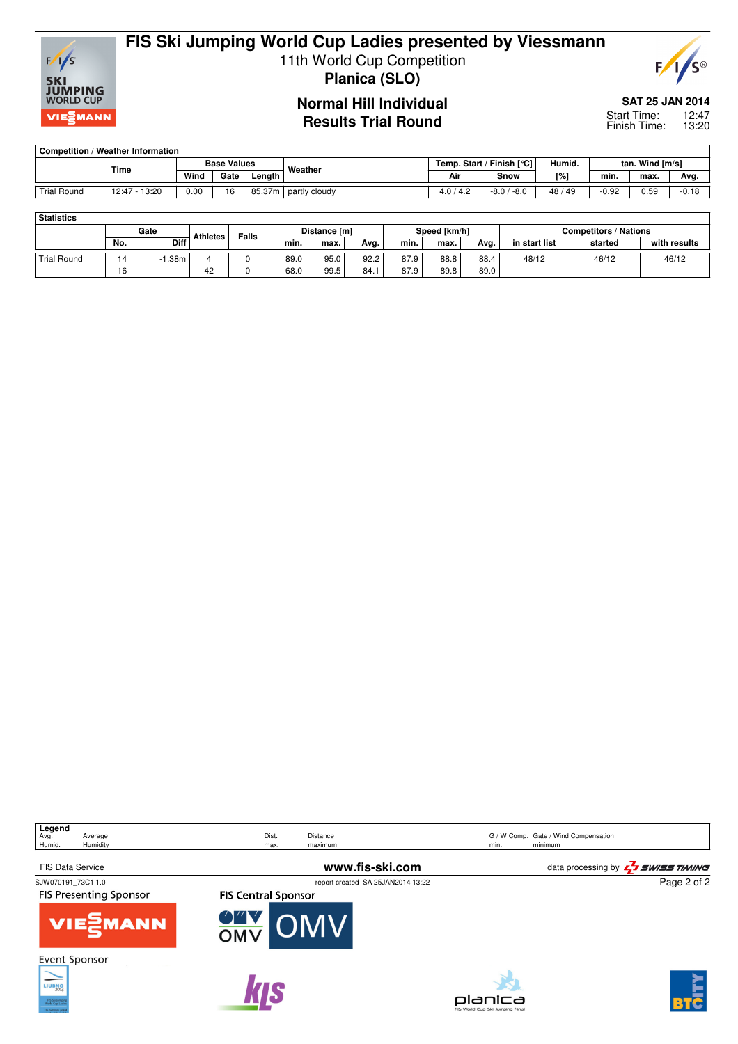# FIS Ski Jumping World Cup Ladies presented by Viessmann

11th World Cup Competition

**Planica (SLO)**

## Normal Hill Individual
## Results Trial Round

**SAT 25 JAN 2014**

Start Time: 12:47
Finish Time: 13:20

| Competition / Weather Information | | | | | | | | | | | | |
|---|---|---|---|---|---|---|---|---|---|---|---|---|
| | Time | Base Values | | | Weather | Temp. Start / Finish [°C] | | Humid. | tan. Wind [m/s] | | |
| | | Wind | Gate | Length | | Air | Snow | [%] | min. | max. | Avg. |
| Trial Round | 12:47 - 13:20 | 0.00 | 16 | 85.37m | partly cloudy | 4.0 / 4.2 | -8.0 / -8.0 | 48 / 49 | -0.92 | 0.59 | -0.18 |

| Statistics | | | | | | | | | | | | | | |
|---|---|---|---|---|---|---|---|---|---|---|---|---|---|---|
| | Gate | | Athletes | Falls | Distance [m] | | | Speed [km/h] | | | Competitors / Nations | | |
| | No. | Diff | | | min. | max. | Avg. | min. | max. | Avg. | in start list | started | with results |
| Trial Round | 14 | -1.38m | 4 | 0 | 89.0 | 95.0 | 92.2 | 87.9 | 88.8 | 88.4 | 48/12 | 46/12 | 46/12 |
| | 16 | | 42 | 0 | 68.0 | 99.5 | 84.1 | 87.9 | 89.8 | 89.0 | | | |

**Legend**

| | | | | | |
|---|---|---|---|---|---|
| Avg. | Average | Dist. | Distance | G / W Comp. | Gate / Wind Compensation |
| Humid. | Humidity | max. | maximum | min. | minimum |

FIS Data Service www.fis-ski.com data processing by SWISS TIMING

SJW070191_73C1 1.0 report created SA 25JAN2014 13:22

FIS Presenting Sponsor: VIESMANN

FIS Central Sponsor: OMV

Event Sponsor